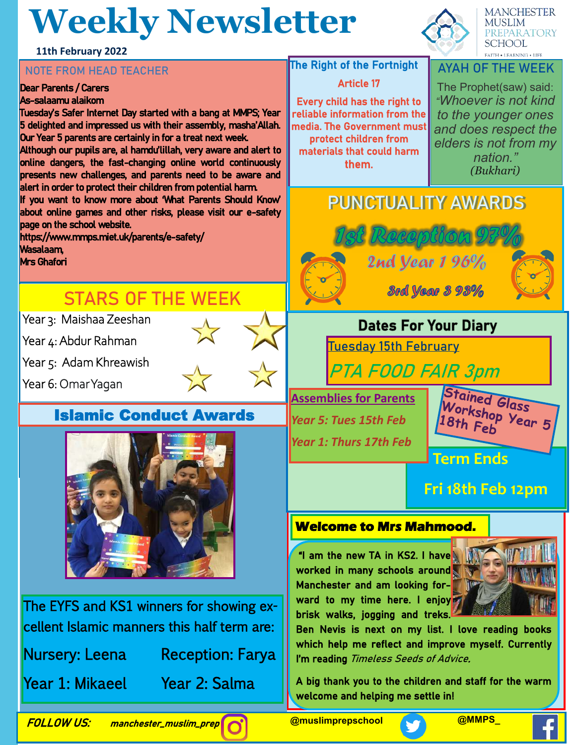# Weekly Newsletter

**11th February 2022**

MANCHESTER MUSLIM PREPARATORY SCHOOL

FAITH • LEARNING • LIFE

## NOTE FROM HEAD TEACHER

Dear Parents / Carers

As-salaamu alaikom

Tuesday's Safer Internet Day started with a bang at MMPS; Year 5 delighted and impressed us with their assembly, masha'Allah. Our Year 5 parents are certainly in for a treat next week.

Although our pupils are, al hamdu'lillah, very aware and alert to online dangers, the fast-changing online world continuously presents new challenges, and parents need to be aware and alert in order to protect their children from potential harm.

If you want to know more about 'What Parents Should Know' about online games and other risks, please visit our e-safety page on the school website.

https://www.mmps.miet.uk/parents/e-safety/

Wasalaam,

Mrs Ghafori

## The Right of the Fortnight

**Article 17**

**Every child has the right to reliable information from the media. The Government must protect children from materials that could harm them.**

## AYAH OF THE WEEK

The Prophet(saw) said: *"Whoever is not kind to the younger ones and does respect the elders is not from my nation."* (Bukhari)

## STARS OF THE WEEK

- Year 3: Maishaa Zeeshan
- Year 4: Abdur Rahman
- Year 5: Adam Khreawish
- Year 6: Omar Yagan

## PUNCTUALITY AWARDS

- 1st Reception 97%
- 2nd Year 1 96%
- 3rd Year 3 93%

## Islamic Conduct Awards

The EYFS and KS1 winners for showing excellent Islamic manners this half term are:

- Nursery: Leena
- Reception: Farya
- Year 1: Mikaeel
- Year 2: Salma

## Dates For Your Diary

**Tuesday 15th February**

*PTA FOOD FAIR 3pm*

**Assemblies for Parents**

- *Year 5: Tues 15th Feb*
- *Year 1: Thurs 17th Feb*

**Stained Glass Workshop Year 5 18th Feb**

**Term Ends**

**Fri 18th Feb 12pm**

## Welcome to Mrs Mahmood.

"I am the new TA in KS2. I have worked in many schools around Manchester and am looking forward to my time here. I enjoy brisk walks, jogging and treks. Ben Nevis is next on my list. I love reading books which help me reflect and improve myself. Currently I'm reading *Timeless Seeds of Advice.*

A big thank you to the children and staff for the warm welcome and helping me settle in!

**FOLLOW US:** manchester_muslim_prep @muslimprepschool @MMPS_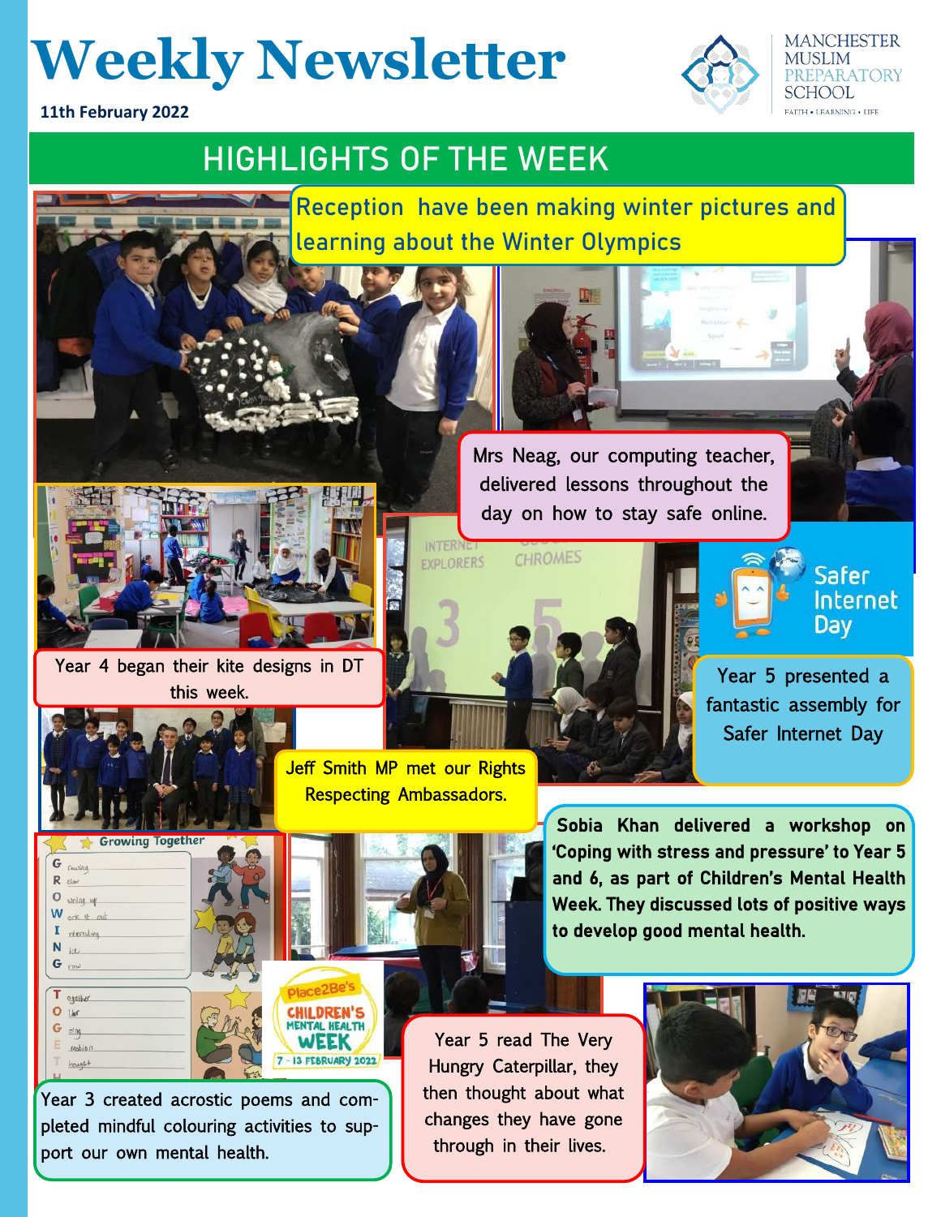# Weekly Newsletter

**11th February 2022**

MANCHESTER MUSLIM PREPARATORY SCHOOL

FAITH • LEARNING • LIFE

## HIGHLIGHTS OF THE WEEK

Reception have been making winter pictures and learning about the Winter Olympics

Mrs Neag, our computing teacher, delivered lessons throughout the day on how to stay safe online.

Year 4 began their kite designs in DT this week.

Safer Internet Day

Year 5 presented a fantastic assembly for Safer Internet Day

Jeff Smith MP met our Rights Respecting Ambassadors.

**Sobia Khan delivered a workshop on 'Coping with stress and pressure' to Year 5 and 6, as part of Children's Mental Health Week. They discussed lots of positive ways to develop good mental health.**

Place2Be's CHILDREN'S MENTAL HEALTH WEEK 7 - 13 FEBRUARY 2022

Year 3 created acrostic poems and completed mindful colouring activities to support our own mental health.

Year 5 read The Very Hungry Caterpillar, they then thought about what changes they have gone through in their lives.